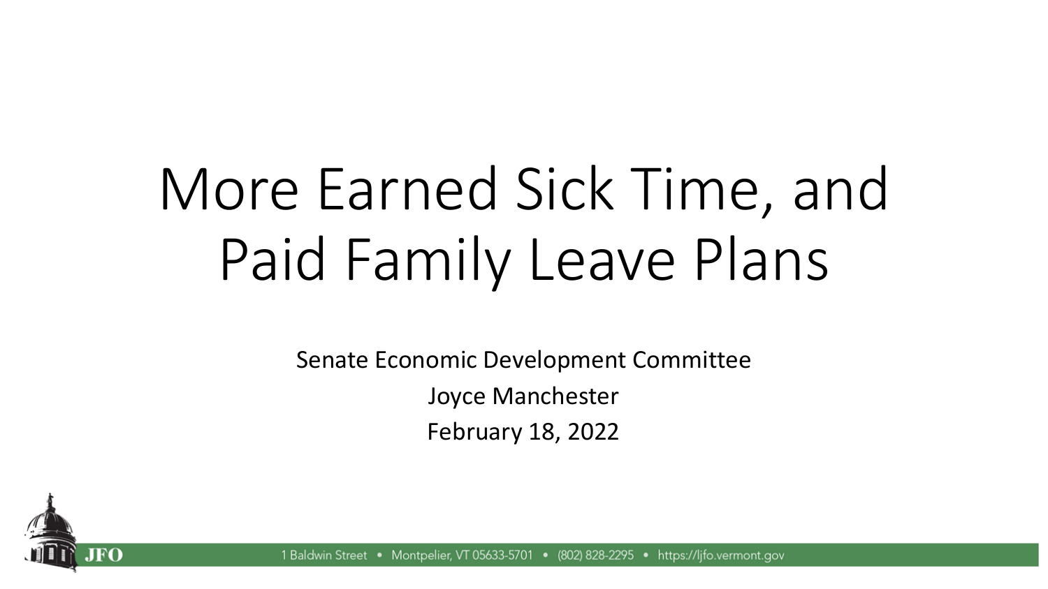# More Earned Sick Time, and Paid Family Leave Plans

Senate Economic Development Committee

Joyce Manchester

February 18, 2022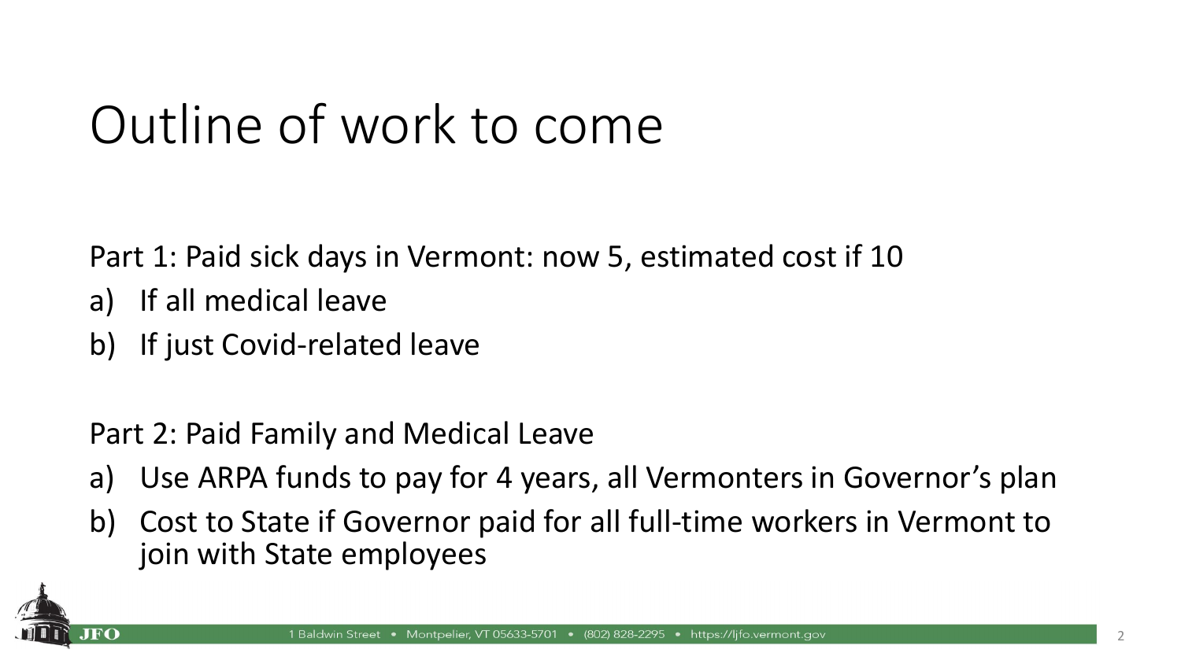# Outline of work to come

Part 1: Paid sick days in Vermont: now 5, estimated cost if 10

a) If all medical leave
b) If just Covid-related leave

Part 2: Paid Family and Medical Leave

a) Use ARPA funds to pay for 4 years, all Vermonters in Governor's plan
b) Cost to State if Governor paid for all full-time workers in Vermont to join with State employees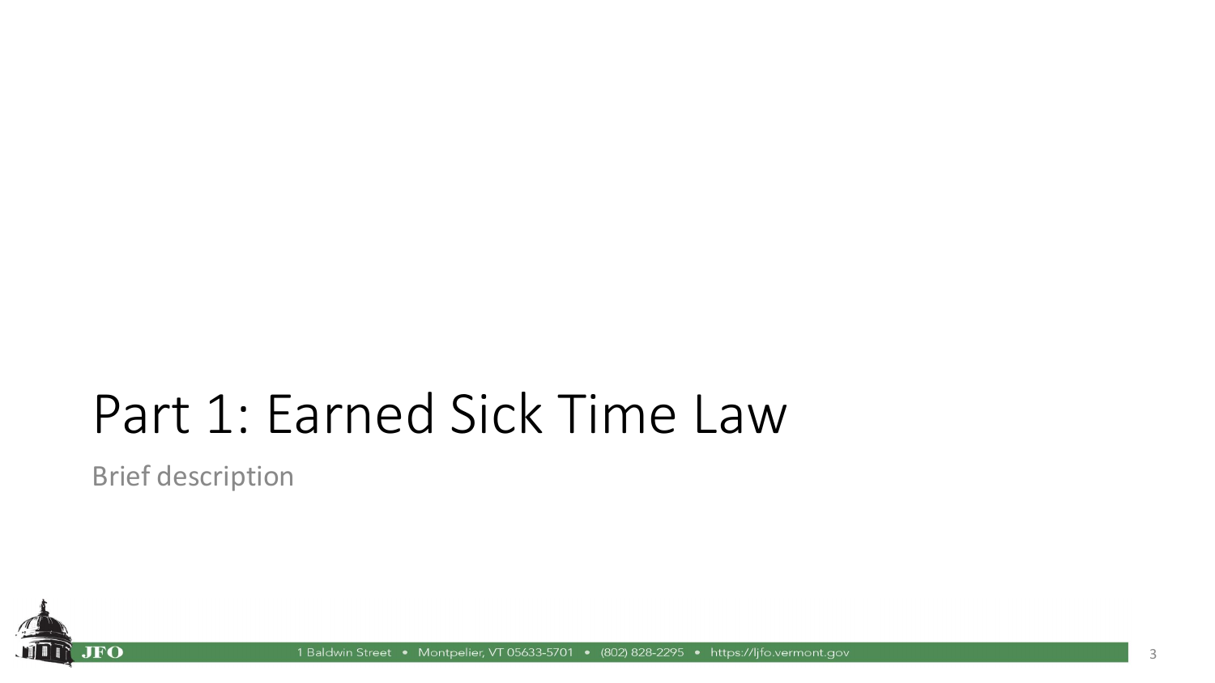# Part 1: Earned Sick Time Law

Brief description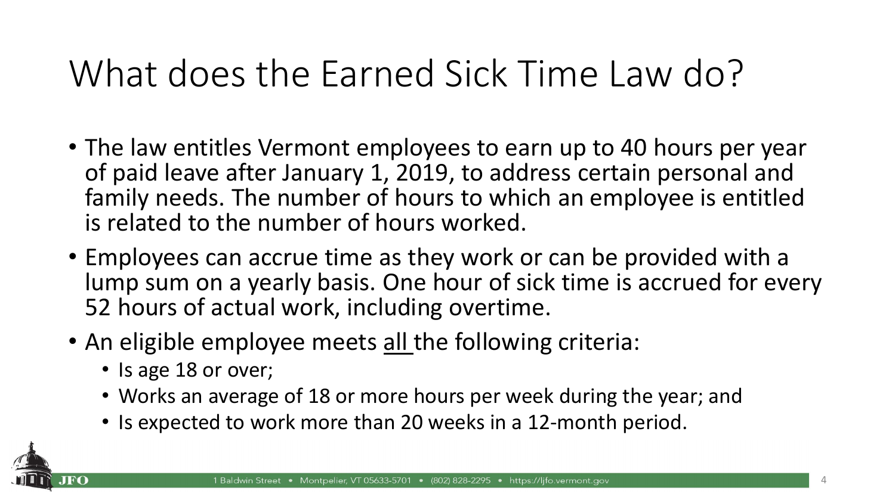# What does the Earned Sick Time Law do?

- The law entitles Vermont employees to earn up to 40 hours per year of paid leave after January 1, 2019, to address certain personal and family needs. The number of hours to which an employee is entitled is related to the number of hours worked.
- Employees can accrue time as they work or can be provided with a lump sum on a yearly basis. One hour of sick time is accrued for every 52 hours of actual work, including overtime.
- An eligible employee meets <u>all</u> the following criteria:
  - Is age 18 or over;
  - Works an average of 18 or more hours per week during the year; and
  - Is expected to work more than 20 weeks in a 12-month period.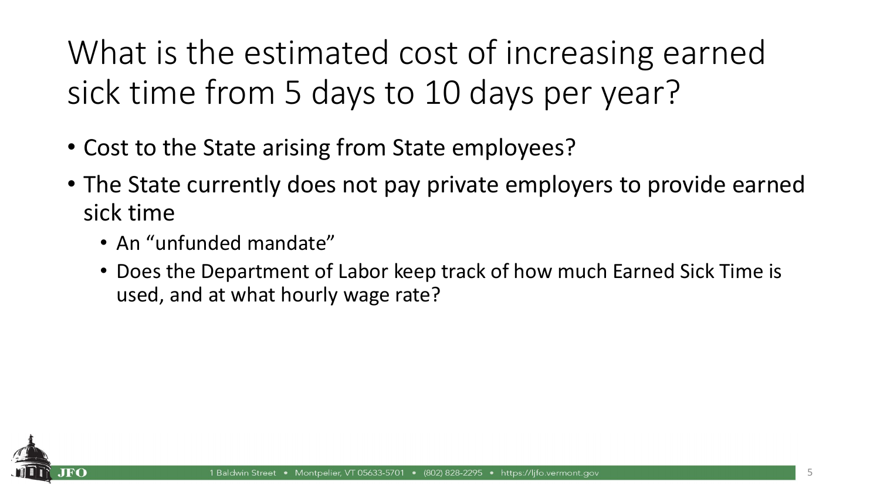# What is the estimated cost of increasing earned sick time from 5 days to 10 days per year?

- Cost to the State arising from State employees?
- The State currently does not pay private employers to provide earned sick time
  - An "unfunded mandate"
  - Does the Department of Labor keep track of how much Earned Sick Time is used, and at what hourly wage rate?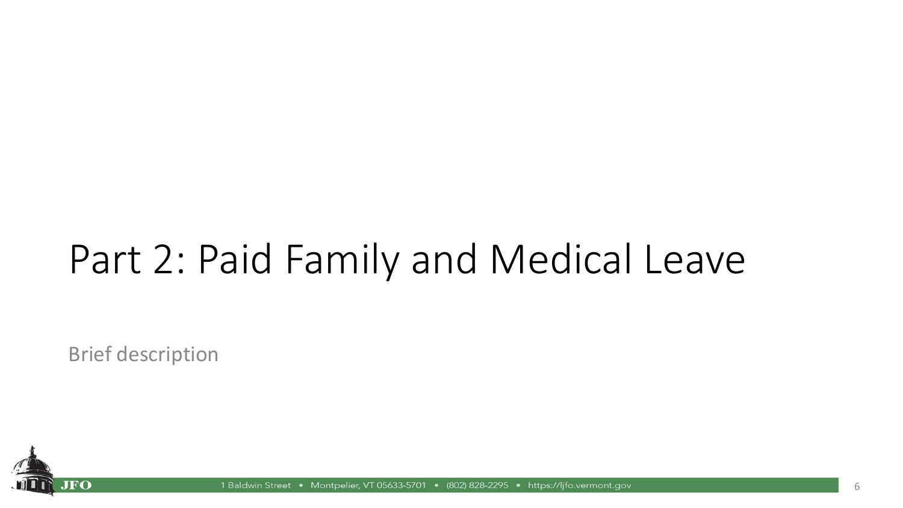# Part 2: Paid Family and Medical Leave

Brief description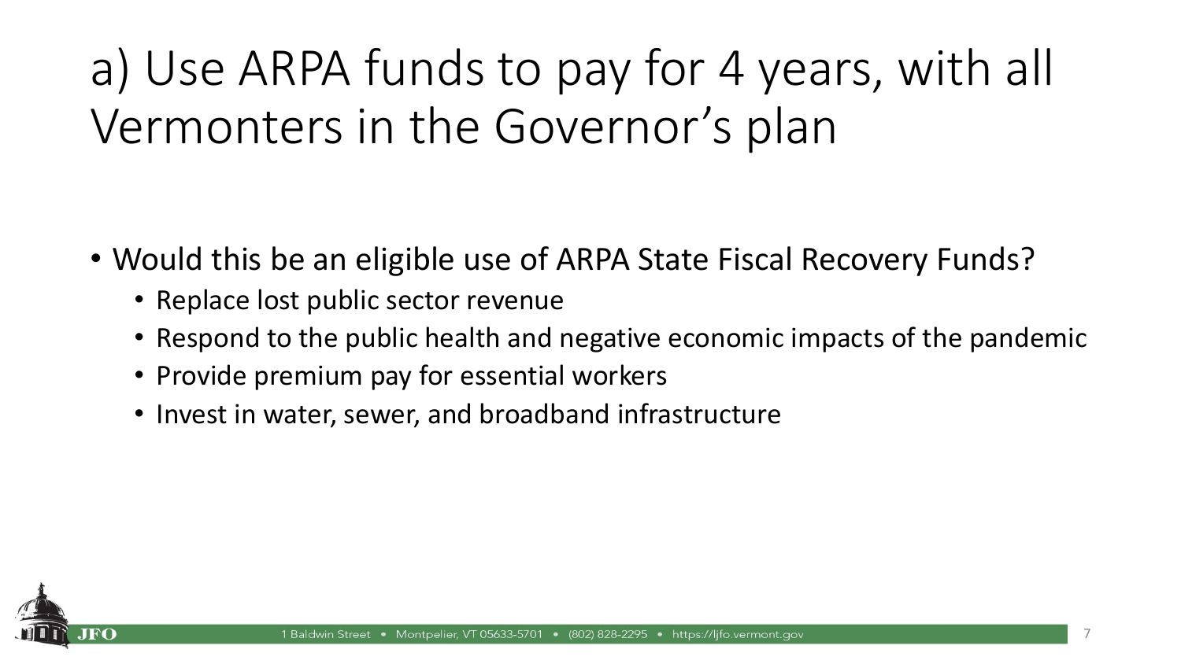# a) Use ARPA funds to pay for 4 years, with all Vermonters in the Governor's plan

- Would this be an eligible use of ARPA State Fiscal Recovery Funds?
  - Replace lost public sector revenue
  - Respond to the public health and negative economic impacts of the pandemic
  - Provide premium pay for essential workers
  - Invest in water, sewer, and broadband infrastructure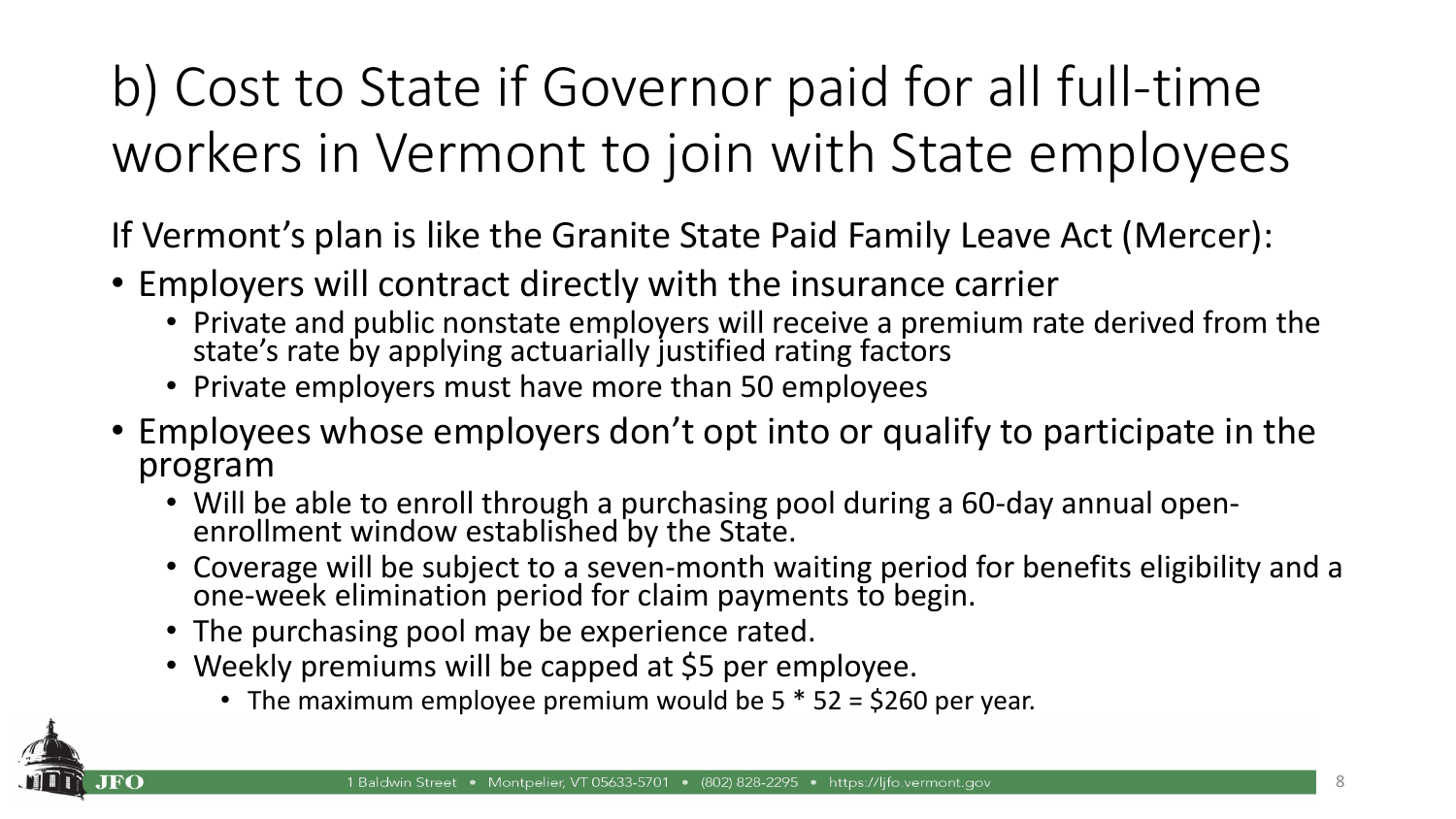# b) Cost to State if Governor paid for all full-time workers in Vermont to join with State employees

If Vermont's plan is like the Granite State Paid Family Leave Act (Mercer):

- Employers will contract directly with the insurance carrier
  - Private and public nonstate employers will receive a premium rate derived from the state's rate by applying actuarially justified rating factors
  - Private employers must have more than 50 employees
- Employees whose employers don't opt into or qualify to participate in the program
  - Will be able to enroll through a purchasing pool during a 60-day annual open-enrollment window established by the State.
  - Coverage will be subject to a seven-month waiting period for benefits eligibility and a one-week elimination period for claim payments to begin.
  - The purchasing pool may be experience rated.
  - Weekly premiums will be capped at $5 per employee.
    - The maximum employee premium would be 5 * 52 = $260 per year.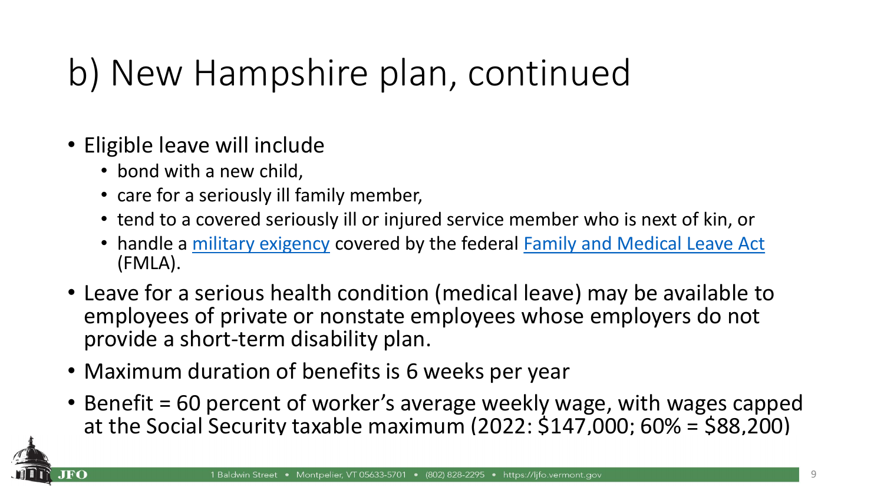# b) New Hampshire plan, continued

- Eligible leave will include
  - bond with a new child,
  - care for a seriously ill family member,
  - tend to a covered seriously ill or injured service member who is next of kin, or
  - handle a military exigency covered by the federal Family and Medical Leave Act (FMLA).
- Leave for a serious health condition (medical leave) may be available to employees of private or nonstate employees whose employers do not provide a short-term disability plan.
- Maximum duration of benefits is 6 weeks per year
- Benefit = 60 percent of worker's average weekly wage, with wages capped at the Social Security taxable maximum (2022: $147,000; 60% = $88,200)